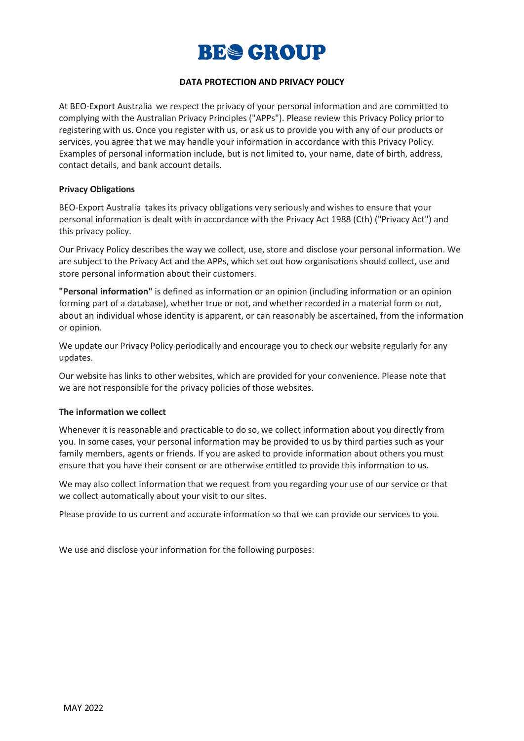# BEO GROUP

## DATA PROTECTION AND PRIVACY POLICY

At BEO-Export Australia we respect the privacy of your personal information and are committed to complying with the Australian Privacy Principles ("APPs"). Please review this Privacy Policy prior to registering with us. Once you register with us, or ask us to provide you with any of our products or services, you agree that we may handle your information in accordance with this Privacy Policy. Examples of personal information include, but is not limited to, your name, date of birth, address, contact details, and bank account details.

### Privacy Obligations

BEO-Export Australia takes its privacy obligations very seriously and wishes to ensure that your personal information is dealt with in accordance with the Privacy Act 1988 (Cth) ("Privacy Act") and this privacy policy.

Our Privacy Policy describes the way we collect, use, store and disclose your personal information. We are subject to the Privacy Act and the APPs, which set out how organisations should collect, use and store personal information about their customers.

**"Personal information"** is defined as information or an opinion (including information or an opinion forming part of a database), whether true or not, and whether recorded in a material form or not, about an individual whose identity is apparent, or can reasonably be ascertained, from the information or opinion.

We update our Privacy Policy periodically and encourage you to check our website regularly for any updates.

Our website has links to other websites, which are provided for your convenience. Please note that we are not responsible for the privacy policies of those websites.

### The information we collect

Whenever it is reasonable and practicable to do so, we collect information about you directly from you. In some cases, your personal information may be provided to us by third parties such as your family members, agents or friends. If you are asked to provide information about others you must ensure that you have their consent or are otherwise entitled to provide this information to us.

We may also collect information that we request from you regarding your use of our service or that we collect automatically about your visit to our sites.

Please provide to us current and accurate information so that we can provide our services to you.

We use and disclose your information for the following purposes:

MAY 2022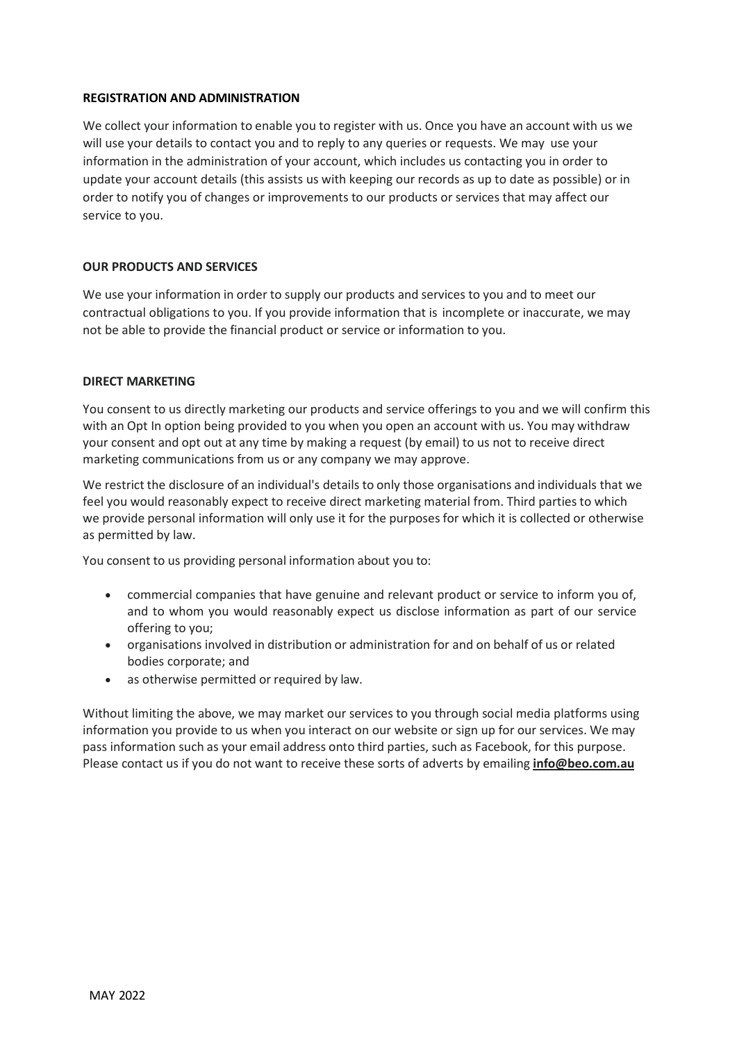## REGISTRATION AND ADMINISTRATION

We collect your information to enable you to register with us. Once you have an account with us we will use your details to contact you and to reply to any queries or requests. We may use your information in the administration of your account, which includes us contacting you in order to update your account details (this assists us with keeping our records as up to date as possible) or in order to notify you of changes or improvements to our products or services that may affect our service to you.

## OUR PRODUCTS AND SERVICES

We use your information in order to supply our products and services to you and to meet our contractual obligations to you. If you provide information that is incomplete or inaccurate, we may not be able to provide the financial product or service or information to you.

## DIRECT MARKETING

You consent to us directly marketing our products and service offerings to you and we will confirm this with an Opt In option being provided to you when you open an account with us. You may withdraw your consent and opt out at any time by making a request (by email) to us not to receive direct marketing communications from us or any company we may approve.

We restrict the disclosure of an individual's details to only those organisations and individuals that we feel you would reasonably expect to receive direct marketing material from. Third parties to which we provide personal information will only use it for the purposes for which it is collected or otherwise as permitted by law.

You consent to us providing personal information about you to:

- commercial companies that have genuine and relevant product or service to inform you of, and to whom you would reasonably expect us disclose information as part of our service offering to you;
- organisations involved in distribution or administration for and on behalf of us or related bodies corporate; and
- as otherwise permitted or required by law.

Without limiting the above, we may market our services to you through social media platforms using information you provide to us when you interact on our website or sign up for our services. We may pass information such as your email address onto third parties, such as Facebook, for this purpose. Please contact us if you do not want to receive these sorts of adverts by emailing **info@beo.com.au**

MAY 2022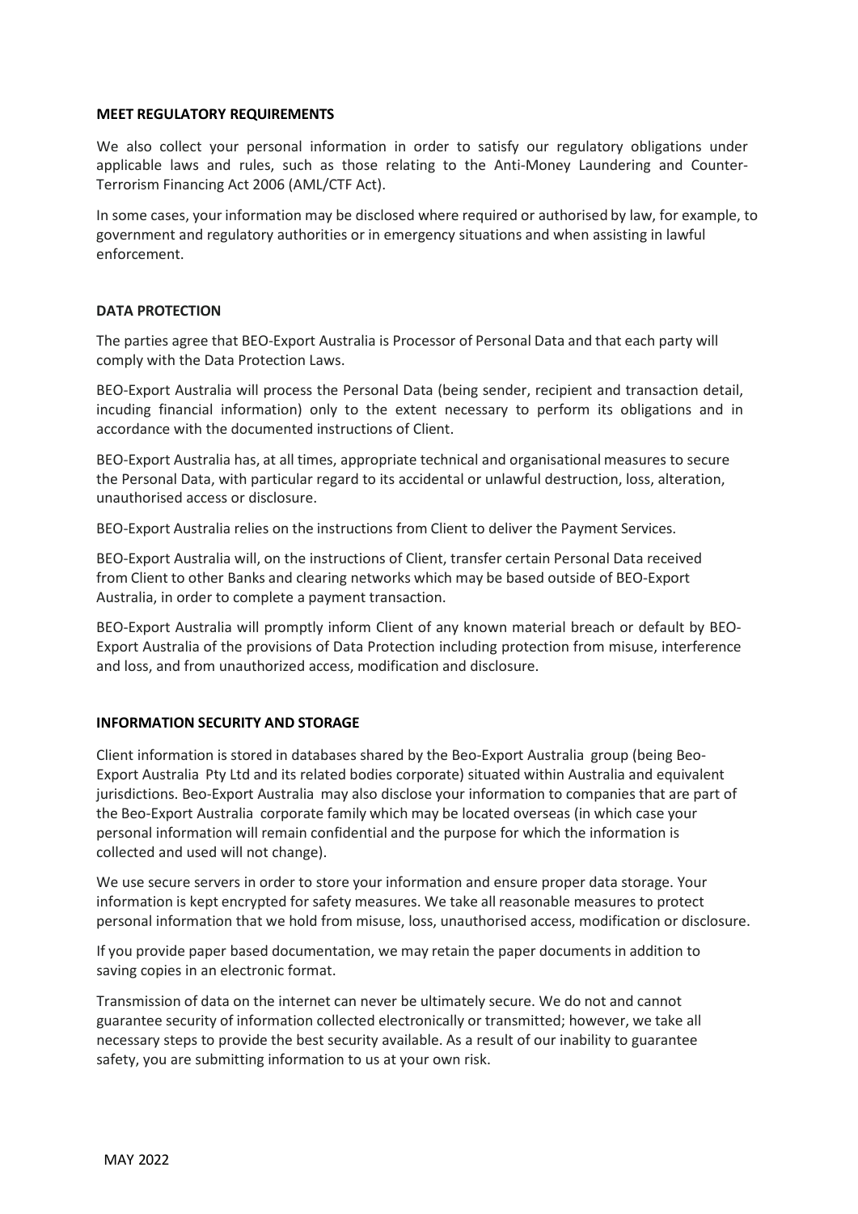**MEET REGULATORY REQUIREMENTS**

We also collect your personal information in order to satisfy our regulatory obligations under applicable laws and rules, such as those relating to the Anti-Money Laundering and Counter-Terrorism Financing Act 2006 (AML/CTF Act).

In some cases, your information may be disclosed where required or authorised by law, for example, to government and regulatory authorities or in emergency situations and when assisting in lawful enforcement.

**DATA PROTECTION**

The parties agree that BEO-Export Australia is Processor of Personal Data and that each party will comply with the Data Protection Laws.

BEO-Export Australia will process the Personal Data (being sender, recipient and transaction detail, incuding financial information) only to the extent necessary to perform its obligations and in accordance with the documented instructions of Client.

BEO-Export Australia has, at all times, appropriate technical and organisational measures to secure the Personal Data, with particular regard to its accidental or unlawful destruction, loss, alteration, unauthorised access or disclosure.

BEO-Export Australia relies on the instructions from Client to deliver the Payment Services.

BEO-Export Australia will, on the instructions of Client, transfer certain Personal Data received from Client to other Banks and clearing networks which may be based outside of BEO-Export Australia, in order to complete a payment transaction.

BEO-Export Australia will promptly inform Client of any known material breach or default by BEO-Export Australia of the provisions of Data Protection including protection from misuse, interference and loss, and from unauthorized access, modification and disclosure.

**INFORMATION SECURITY AND STORAGE**

Client information is stored in databases shared by the Beo-Export Australia group (being Beo-Export Australia Pty Ltd and its related bodies corporate) situated within Australia and equivalent jurisdictions. Beo-Export Australia may also disclose your information to companies that are part of the Beo-Export Australia corporate family which may be located overseas (in which case your personal information will remain confidential and the purpose for which the information is collected and used will not change).

We use secure servers in order to store your information and ensure proper data storage. Your information is kept encrypted for safety measures. We take all reasonable measures to protect personal information that we hold from misuse, loss, unauthorised access, modification or disclosure.

If you provide paper based documentation, we may retain the paper documents in addition to saving copies in an electronic format.

Transmission of data on the internet can never be ultimately secure. We do not and cannot guarantee security of information collected electronically or transmitted; however, we take all necessary steps to provide the best security available. As a result of our inability to guarantee safety, you are submitting information to us at your own risk.

MAY 2022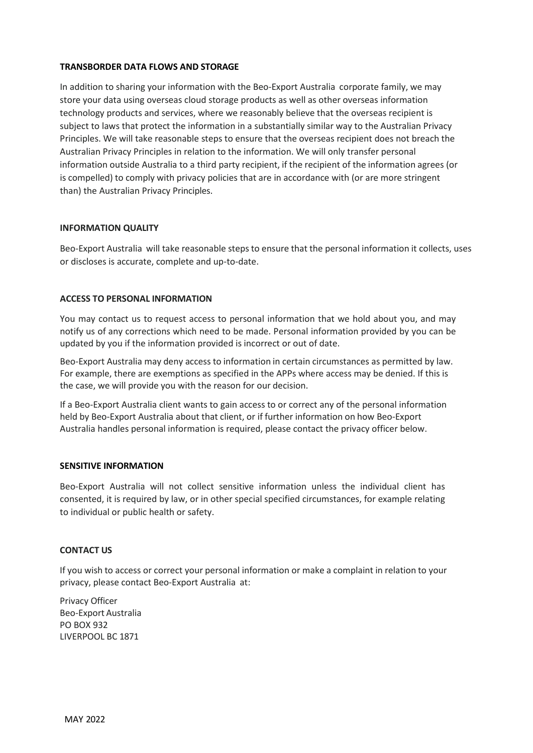## TRANSBORDER DATA FLOWS AND STORAGE

In addition to sharing your information with the Beo-Export Australia corporate family, we may store your data using overseas cloud storage products as well as other overseas information technology products and services, where we reasonably believe that the overseas recipient is subject to laws that protect the information in a substantially similar way to the Australian Privacy Principles. We will take reasonable steps to ensure that the overseas recipient does not breach the Australian Privacy Principles in relation to the information. We will only transfer personal information outside Australia to a third party recipient, if the recipient of the information agrees (or is compelled) to comply with privacy policies that are in accordance with (or are more stringent than) the Australian Privacy Principles.

## INFORMATION QUALITY

Beo-Export Australia will take reasonable steps to ensure that the personal information it collects, uses or discloses is accurate, complete and up-to-date.

## ACCESS TO PERSONAL INFORMATION

You may contact us to request access to personal information that we hold about you, and may notify us of any corrections which need to be made. Personal information provided by you can be updated by you if the information provided is incorrect or out of date.

Beo-Export Australia may deny access to information in certain circumstances as permitted by law. For example, there are exemptions as specified in the APPs where access may be denied. If this is the case, we will provide you with the reason for our decision.

If a Beo-Export Australia client wants to gain access to or correct any of the personal information held by Beo-Export Australia about that client, or if further information on how Beo-Export Australia handles personal information is required, please contact the privacy officer below.

## SENSITIVE INFORMATION

Beo-Export Australia will not collect sensitive information unless the individual client has consented, it is required by law, or in other special specified circumstances, for example relating to individual or public health or safety.

## CONTACT US

If you wish to access or correct your personal information or make a complaint in relation to your privacy, please contact Beo-Export Australia at:

Privacy Officer
Beo-Export Australia
PO BOX 932
LIVERPOOL BC 1871

MAY 2022